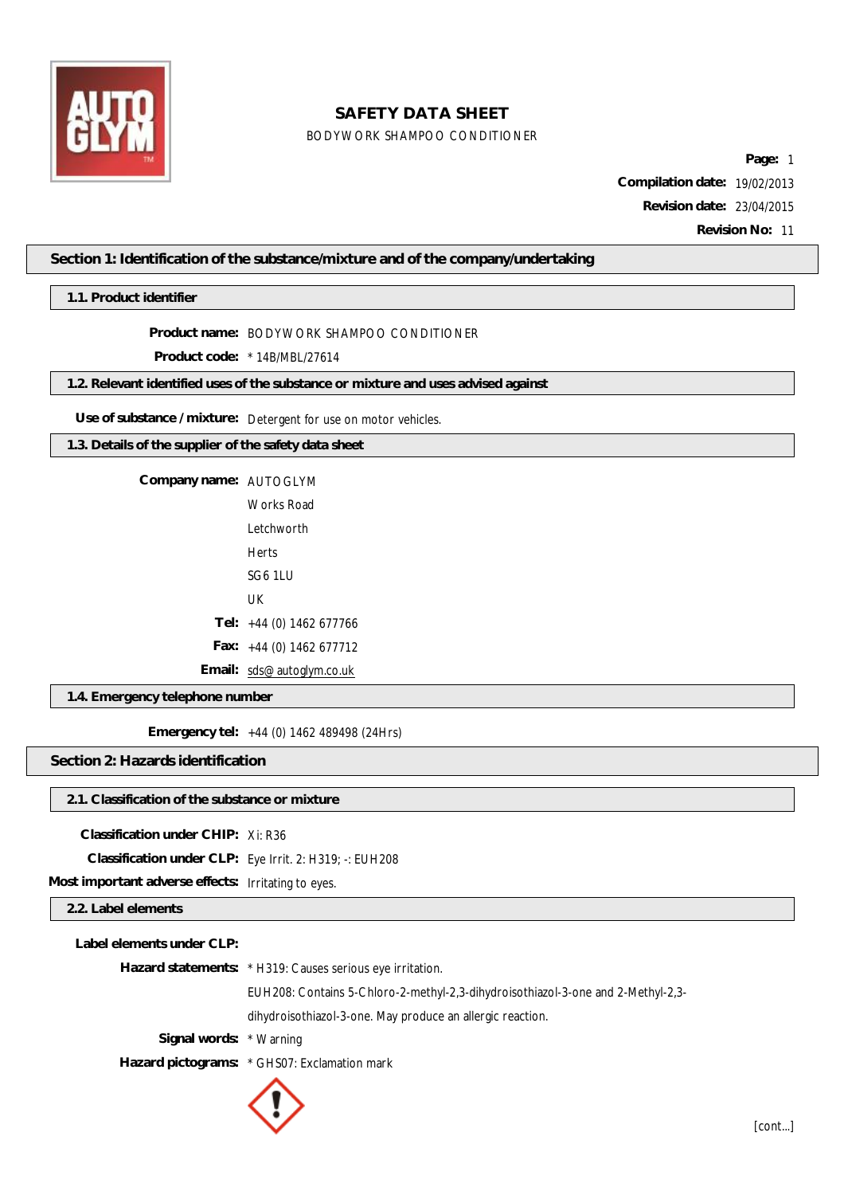# SAFETY DATA SHEET

BODYWORK SHAMPOO CONDITIONER

**Page:** 1

**Compilation date:** 19/02/2013

**Revision date:** 23/04/2015

**Revision No:** 11

## Section 1: Identification of the substance/mixture and of the company/undertaking

### 1.1. Product identifier

**Product name:** BODYWORK SHAMPOO CONDITIONER

**Product code:** * 14B/MBL/27614

### 1.2. Relevant identified uses of the substance or mixture and uses advised against

**Use of substance / mixture:** Detergent for use on motor vehicles.

### 1.3. Details of the supplier of the safety data sheet

**Company name:** AUTOGLYM

Works Road

Letchworth

Herts

SG6 1LU

UK

**Tel:** +44 (0) 1462 677766

**Fax:** +44 (0) 1462 677712

**Email:** sds@autoglym.co.uk

### 1.4. Emergency telephone number

**Emergency tel:** +44 (0) 1462 489498 (24Hrs)

## Section 2: Hazards identification

### 2.1. Classification of the substance or mixture

**Classification under CHIP:** Xi: R36

**Classification under CLP:** Eye Irrit. 2: H319; -: EUH208

**Most important adverse effects:** Irritating to eyes.

### 2.2. Label elements

**Label elements under CLP:**

**Hazard statements:** * H319: Causes serious eye irritation.

EUH208: Contains 5-Chloro-2-methyl-2,3-dihydroisothiazol-3-one and 2-Methyl-2,3-dihydroisothiazol-3-one. May produce an allergic reaction.

**Signal words:** * Warning

**Hazard pictograms:** * GHS07: Exclamation mark

[cont...]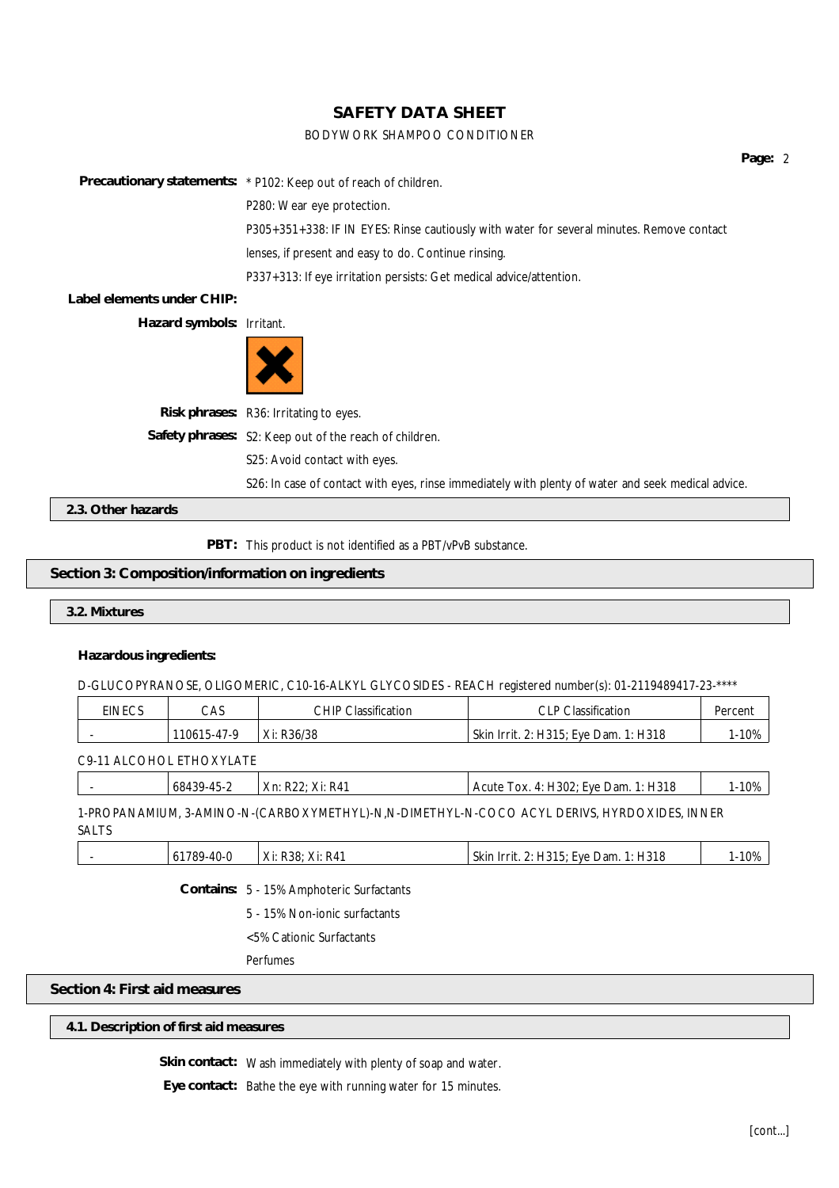**Precautionary statements:** * P102: Keep out of reach of children.

P280: Wear eye protection.

P305+351+338: IF IN EYES: Rinse cautiously with water for several minutes. Remove contact lenses, if present and easy to do. Continue rinsing.

P337+313: If eye irritation persists: Get medical advice/attention.

**Label elements under CHIP:**

**Hazard symbols:** Irritant.

**Risk phrases:** R36: Irritating to eyes.

**Safety phrases:** S2: Keep out of the reach of children.

S25: Avoid contact with eyes.

S26: In case of contact with eyes, rinse immediately with plenty of water and seek medical advice.

### 2.3. Other hazards

**PBT:** This product is not identified as a PBT/vPvB substance.

## Section 3: Composition/information on ingredients

### 3.2. Mixtures

**Hazardous ingredients:**

D-GLUCOPYRANOSE, OLIGOMERIC, C10-16-ALKYL GLYCOSIDES - REACH registered number(s): 01-2119489417-23-****

| EINECS | CAS | CHIP Classification | CLP Classification | Percent |
|---|---|---|---|---|
| - | 110615-47-9 | Xi: R36/38 | Skin Irrit. 2: H315; Eye Dam. 1: H318 | 1-10% |

C9-11 ALCOHOL ETHOXYLATE

| EINECS | CAS | CHIP Classification | CLP Classification | Percent |
|---|---|---|---|---|
| - | 68439-45-2 | Xn: R22; Xi: R41 | Acute Tox. 4: H302; Eye Dam. 1: H318 | 1-10% |

1-PROPANAMIUM, 3-AMINO-N-(CARBOXYMETHYL)-N,N-DIMETHYL-N-COCO ACYL DERIVS, HYRDOXIDES, INNER SALTS

| EINECS | CAS | CHIP Classification | CLP Classification | Percent |
|---|---|---|---|---|
| - | 61789-40-0 | Xi: R38; Xi: R41 | Skin Irrit. 2: H315; Eye Dam. 1: H318 | 1-10% |

**Contains:** 5 - 15% Amphoteric Surfactants

5 - 15% Non-ionic surfactants

<5% Cationic Surfactants

Perfumes

## Section 4: First aid measures

### 4.1. Description of first aid measures

**Skin contact:** Wash immediately with plenty of soap and water.

**Eye contact:** Bathe the eye with running water for 15 minutes.

[cont...]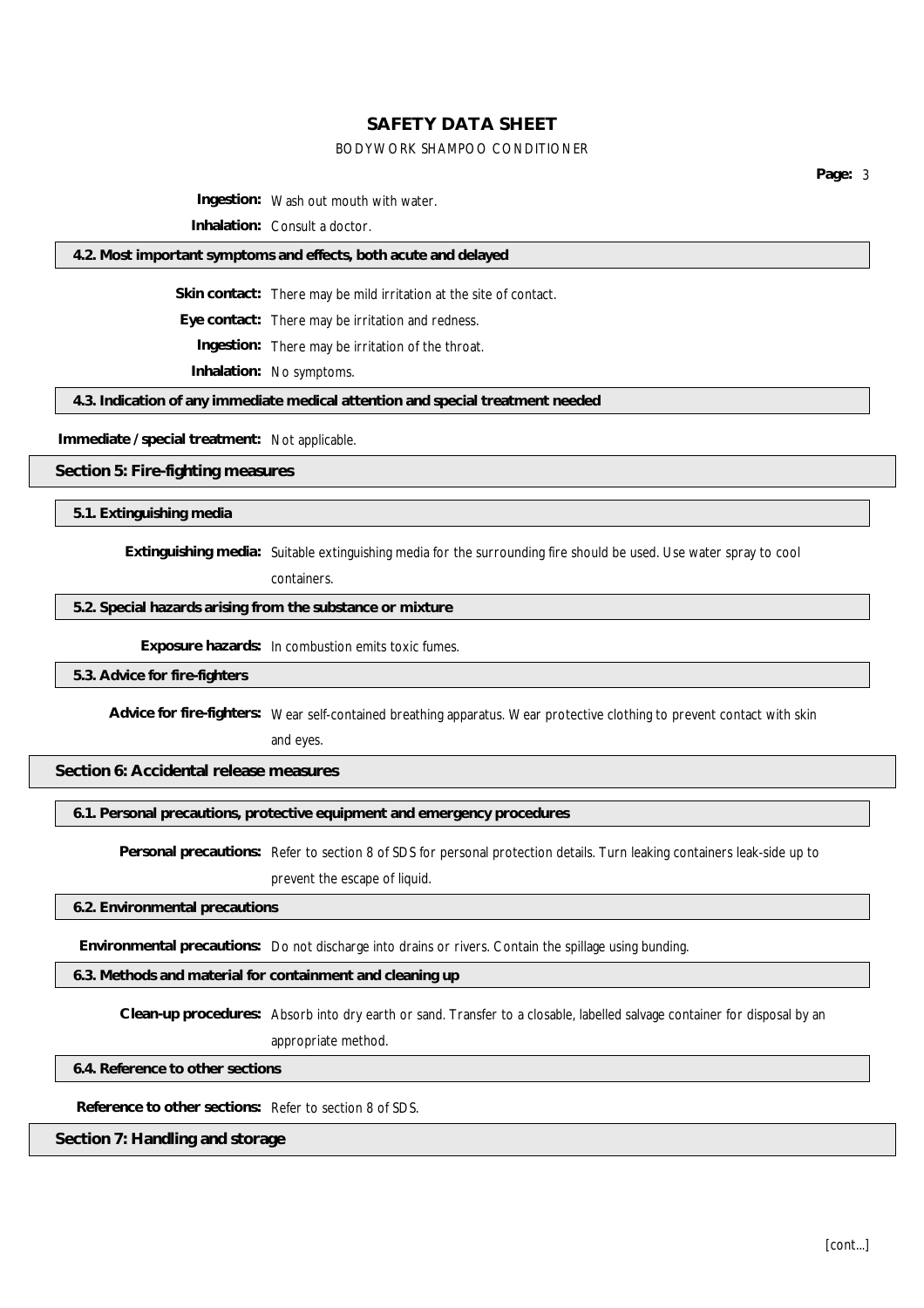**Ingestion:** Wash out mouth with water.

**Inhalation:** Consult a doctor.

### 4.2. Most important symptoms and effects, both acute and delayed

**Skin contact:** There may be mild irritation at the site of contact.

**Eye contact:** There may be irritation and redness.

**Ingestion:** There may be irritation of the throat.

**Inhalation:** No symptoms.

### 4.3. Indication of any immediate medical attention and special treatment needed

**Immediate / special treatment:** Not applicable.

## Section 5: Fire-fighting measures

### 5.1. Extinguishing media

**Extinguishing media:** Suitable extinguishing media for the surrounding fire should be used. Use water spray to cool containers.

### 5.2. Special hazards arising from the substance or mixture

**Exposure hazards:** In combustion emits toxic fumes.

### 5.3. Advice for fire-fighters

**Advice for fire-fighters:** Wear self-contained breathing apparatus. Wear protective clothing to prevent contact with skin and eyes.

## Section 6: Accidental release measures

### 6.1. Personal precautions, protective equipment and emergency procedures

**Personal precautions:** Refer to section 8 of SDS for personal protection details. Turn leaking containers leak-side up to prevent the escape of liquid.

### 6.2. Environmental precautions

**Environmental precautions:** Do not discharge into drains or rivers. Contain the spillage using bunding.

### 6.3. Methods and material for containment and cleaning up

**Clean-up procedures:** Absorb into dry earth or sand. Transfer to a closable, labelled salvage container for disposal by an appropriate method.

### 6.4. Reference to other sections

**Reference to other sections:** Refer to section 8 of SDS.

## Section 7: Handling and storage

[cont...]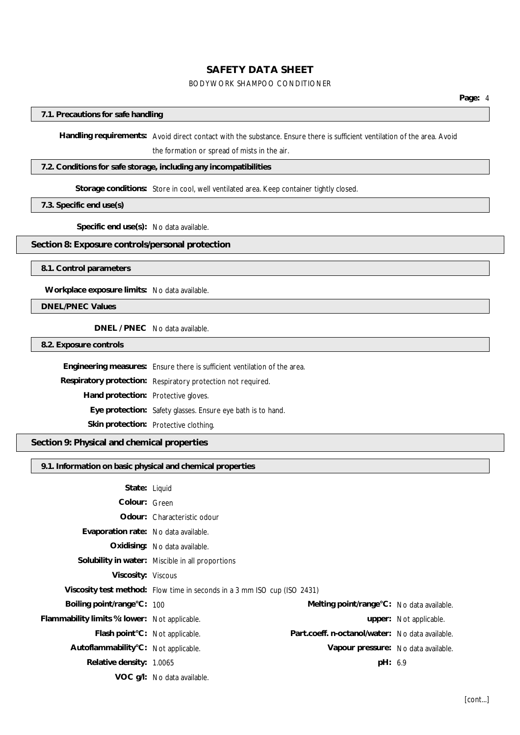## 7.1. Precautions for safe handling

**Handling requirements:** Avoid direct contact with the substance. Ensure there is sufficient ventilation of the area. Avoid the formation or spread of mists in the air.

## 7.2. Conditions for safe storage, including any incompatibilities

**Storage conditions:** Store in cool, well ventilated area. Keep container tightly closed.

## 7.3. Specific end use(s)

**Specific end use(s):** No data available.

# Section 8: Exposure controls/personal protection

## 8.1. Control parameters

**Workplace exposure limits:** No data available.

## DNEL/PNEC Values

**DNEL / PNEC** No data available.

## 8.2. Exposure controls

**Engineering measures:** Ensure there is sufficient ventilation of the area.

**Respiratory protection:** Respiratory protection not required.

**Hand protection:** Protective gloves.

**Eye protection:** Safety glasses. Ensure eye bath is to hand.

**Skin protection:** Protective clothing.

# Section 9: Physical and chemical properties

## 9.1. Information on basic physical and chemical properties

**State:** Liquid

**Colour:** Green

**Odour:** Characteristic odour

**Evaporation rate:** No data available.

**Oxidising:** No data available.

**Solubility in water:** Miscible in all proportions

**Viscosity:** Viscous

**Viscosity test method:** Flow time in seconds in a 3 mm ISO cup (ISO 2431)

| | | | |
|---|---|---|---|
| **Boiling point/range°C:** | 100 | **Melting point/range°C:** | No data available. |
| **Flammability limits %: lower:** | Not applicable. | **upper:** | Not applicable. |
| **Flash point°C:** | Not applicable. | **Part.coeff. n-octanol/water:** | No data available. |
| **Autoflammability°C:** | Not applicable. | **Vapour pressure:** | No data available. |
| **Relative density:** | 1.0065 | **pH:** | 6.9 |
| **VOC g/l:** | No data available. | | |

[cont...]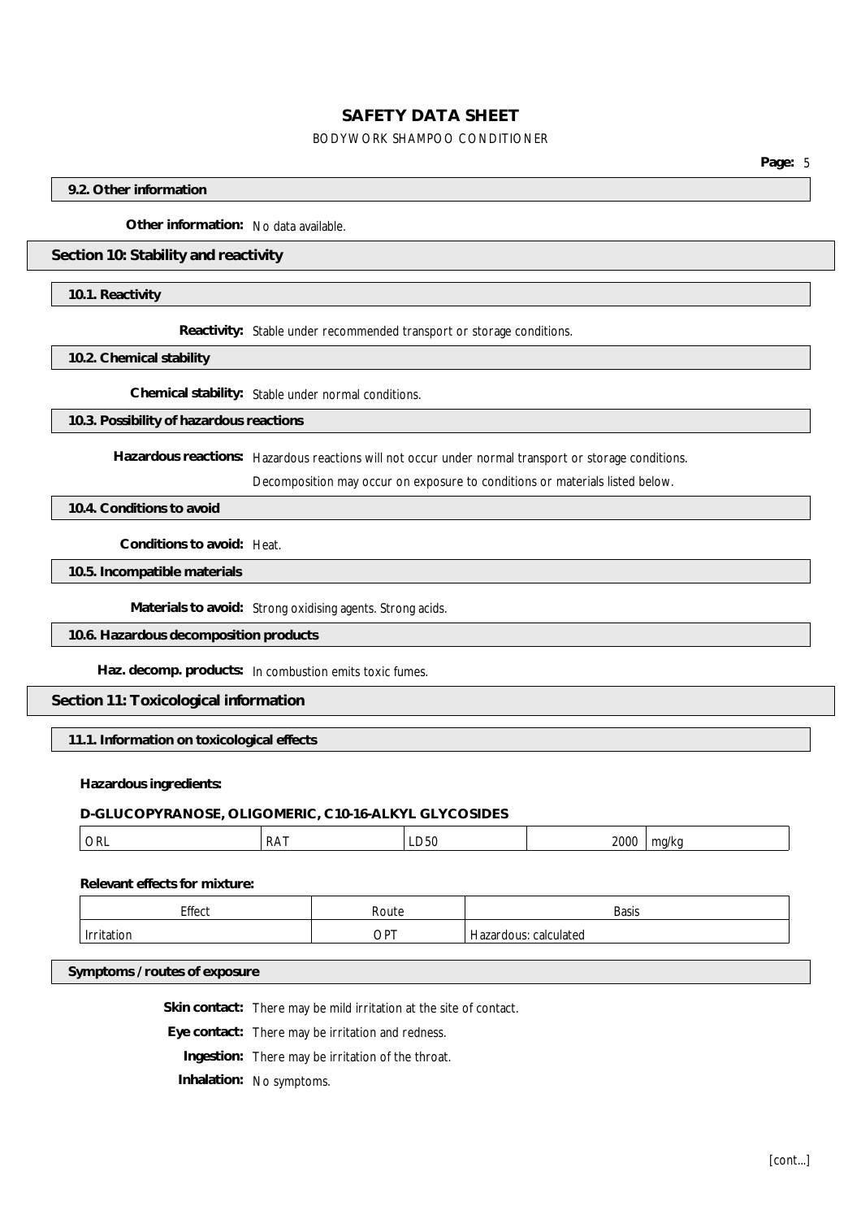### 9.2. Other information

**Other information:** No data available.

## Section 10: Stability and reactivity

### 10.1. Reactivity

**Reactivity:** Stable under recommended transport or storage conditions.

### 10.2. Chemical stability

**Chemical stability:** Stable under normal conditions.

### 10.3. Possibility of hazardous reactions

**Hazardous reactions:** Hazardous reactions will not occur under normal transport or storage conditions.

Decomposition may occur on exposure to conditions or materials listed below.

### 10.4. Conditions to avoid

**Conditions to avoid:** Heat.

### 10.5. Incompatible materials

**Materials to avoid:** Strong oxidising agents. Strong acids.

### 10.6. Hazardous decomposition products

**Haz. decomp. products:** In combustion emits toxic fumes.

## Section 11: Toxicological information

### 11.1. Information on toxicological effects

**Hazardous ingredients:**

**D-GLUCOPYRANOSE, OLIGOMERIC, C10-16-ALKYL GLYCOSIDES**

| | | | | |
|---|---|---|---|---|
| ORL | RAT | LD50 | 2000 | mg/kg |

**Relevant effects for mixture:**

| Effect | Route | Basis |
|---|---|---|
| Irritation | OPT | Hazardous: calculated |

### Symptoms / routes of exposure

**Skin contact:** There may be mild irritation at the site of contact.

**Eye contact:** There may be irritation and redness.

**Ingestion:** There may be irritation of the throat.

**Inhalation:** No symptoms.

[cont...]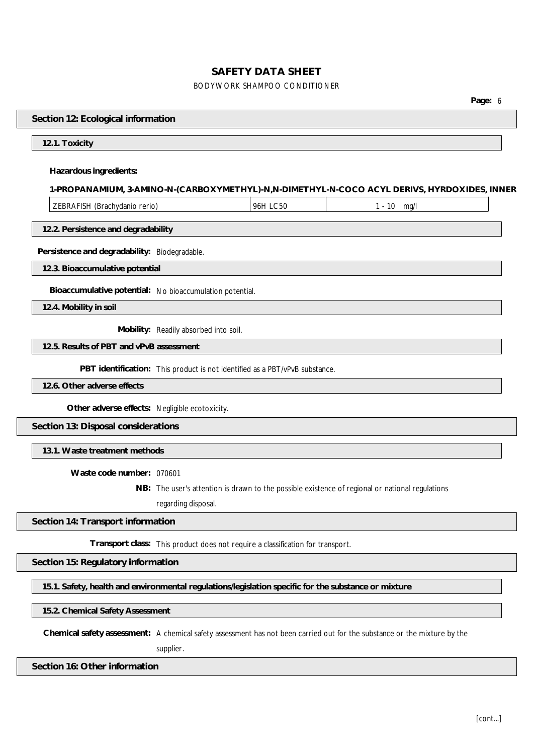## Section 12: Ecological information

### 12.1. Toxicity

**Hazardous ingredients:**

**1-PROPANAMIUM, 3-AMINO-N-(CARBOXYMETHYL)-N,N-DIMETHYL-N-COCO ACYL DERIVS, HYRDOXIDES, INNER**

| ZEBRAFISH (Brachydanio rerio) | 96H LC50 | 1 - 10 | mg/l |
|---|---|---|---|

### 12.2. Persistence and degradability

**Persistence and degradability:** Biodegradable.

### 12.3. Bioaccumulative potential

**Bioaccumulative potential:** No bioaccumulation potential.

### 12.4. Mobility in soil

**Mobility:** Readily absorbed into soil.

### 12.5. Results of PBT and vPvB assessment

**PBT identification:** This product is not identified as a PBT/vPvB substance.

### 12.6. Other adverse effects

**Other adverse effects:** Negligible ecotoxicity.

## Section 13: Disposal considerations

### 13.1. Waste treatment methods

**Waste code number:** 070601

**NB:** The user's attention is drawn to the possible existence of regional or national regulations regarding disposal.

## Section 14: Transport information

**Transport class:** This product does not require a classification for transport.

## Section 15: Regulatory information

### 15.1. Safety, health and environmental regulations/legislation specific for the substance or mixture

### 15.2. Chemical Safety Assessment

**Chemical safety assessment:** A chemical safety assessment has not been carried out for the substance or the mixture by the supplier.

## Section 16: Other information

[cont...]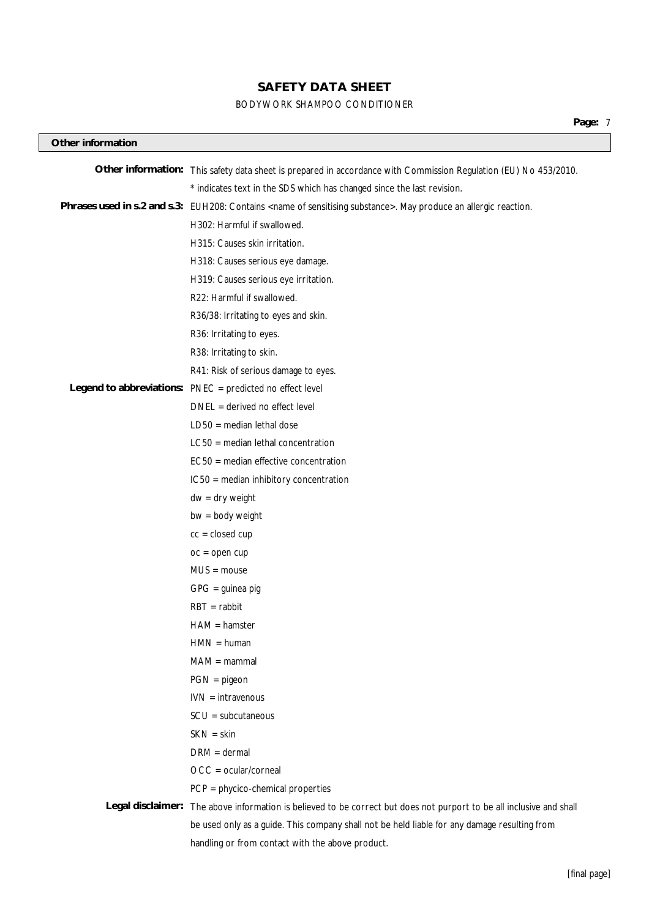## Other information

**Other information:** This safety data sheet is prepared in accordance with Commission Regulation (EU) No 453/2010.

\* indicates text in the SDS which has changed since the last revision.

**Phrases used in s.2 and s.3:** EUH208: Contains <name of sensitising substance>. May produce an allergic reaction.

H302: Harmful if swallowed.

H315: Causes skin irritation.

H318: Causes serious eye damage.

H319: Causes serious eye irritation.

R22: Harmful if swallowed.

R36/38: Irritating to eyes and skin.

R36: Irritating to eyes.

R38: Irritating to skin.

R41: Risk of serious damage to eyes.

**Legend to abbreviations:** PNEC = predicted no effect level

DNEL = derived no effect level

LD50 = median lethal dose

LC50 = median lethal concentration

EC50 = median effective concentration

IC50 = median inhibitory concentration

dw = dry weight

bw = body weight

cc = closed cup

oc = open cup

MUS = mouse

GPG = guinea pig

RBT = rabbit

HAM = hamster

HMN = human

MAM = mammal

PGN = pigeon

IVN = intravenous

SCU = subcutaneous

SKN = skin

DRM = dermal

OCC = ocular/corneal

PCP = phycico-chemical properties

**Legal disclaimer:** The above information is believed to be correct but does not purport to be all inclusive and shall be used only as a guide. This company shall not be held liable for any damage resulting from handling or from contact with the above product.

[final page]